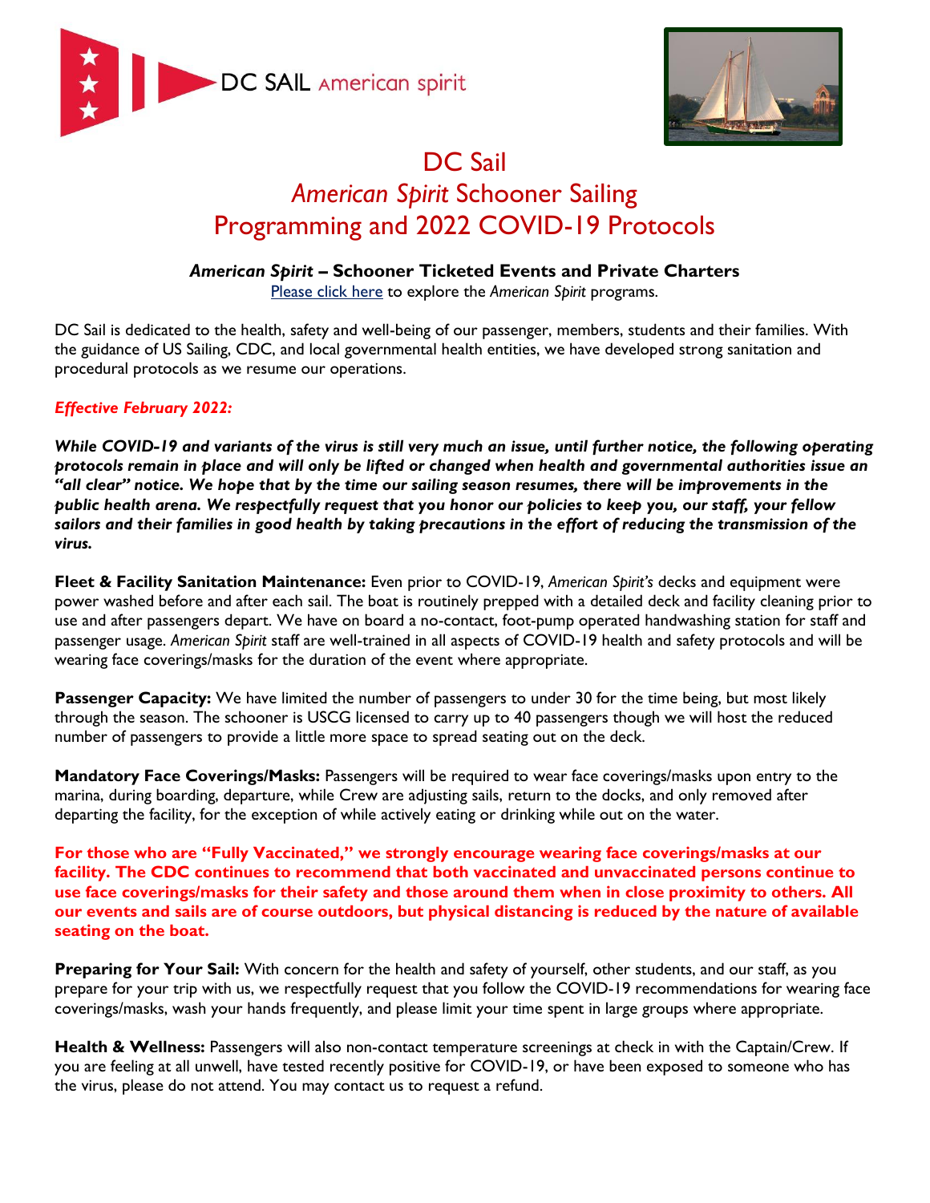DC SAIL American spirit

# DC Sail
# *American Spirit* Schooner Sailing
# Programming and 2022 COVID-19 Protocols

### *American Spirit* – Schooner Ticketed Events and Private Charters

Please click here to explore the *American Spirit* programs.

DC Sail is dedicated to the health, safety and well-being of our passenger, members, students and their families. With the guidance of US Sailing, CDC, and local governmental health entities, we have developed strong sanitation and procedural protocols as we resume our operations.

***Effective February 2022:***

***While COVID-19 and variants of the virus is still very much an issue, until further notice, the following operating protocols remain in place and will only be lifted or changed when health and governmental authorities issue an "all clear" notice. We hope that by the time our sailing season resumes, there will be improvements in the public health arena. We respectfully request that you honor our policies to keep you, our staff, your fellow sailors and their families in good health by taking precautions in the effort of reducing the transmission of the virus.***

**Fleet & Facility Sanitation Maintenance:** Even prior to COVID-19, *American Spirit's* decks and equipment were power washed before and after each sail. The boat is routinely prepped with a detailed deck and facility cleaning prior to use and after passengers depart. We have on board a no-contact, foot-pump operated handwashing station for staff and passenger usage. *American Spirit* staff are well-trained in all aspects of COVID-19 health and safety protocols and will be wearing face coverings/masks for the duration of the event where appropriate.

**Passenger Capacity:** We have limited the number of passengers to under 30 for the time being, but most likely through the season. The schooner is USCG licensed to carry up to 40 passengers though we will host the reduced number of passengers to provide a little more space to spread seating out on the deck.

**Mandatory Face Coverings/Masks:** Passengers will be required to wear face coverings/masks upon entry to the marina, during boarding, departure, while Crew are adjusting sails, return to the docks, and only removed after departing the facility, for the exception of while actively eating or drinking while out on the water.

**For those who are "Fully Vaccinated," we strongly encourage wearing face coverings/masks at our facility. The CDC continues to recommend that both vaccinated and unvaccinated persons continue to use face coverings/masks for their safety and those around them when in close proximity to others. All our events and sails are of course outdoors, but physical distancing is reduced by the nature of available seating on the boat.**

**Preparing for Your Sail:** With concern for the health and safety of yourself, other students, and our staff, as you prepare for your trip with us, we respectfully request that you follow the COVID-19 recommendations for wearing face coverings/masks, wash your hands frequently, and please limit your time spent in large groups where appropriate.

**Health & Wellness:** Passengers will also non-contact temperature screenings at check in with the Captain/Crew. If you are feeling at all unwell, have tested recently positive for COVID-19, or have been exposed to someone who has the virus, please do not attend. You may contact us to request a refund.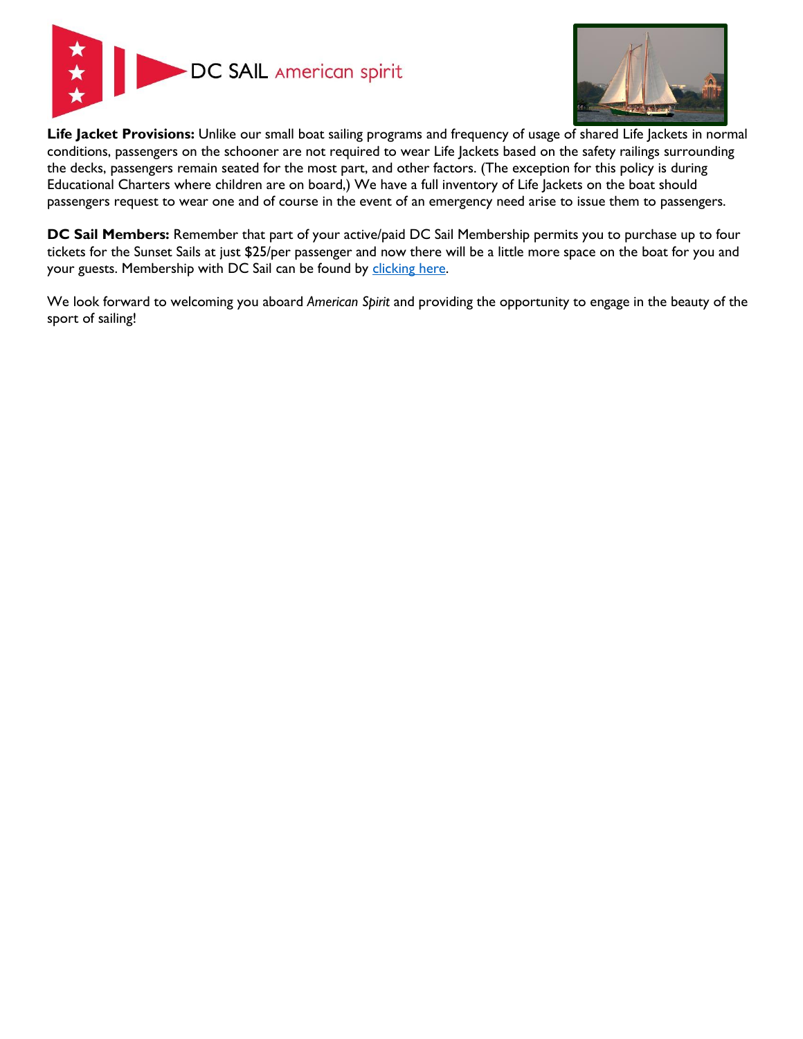**Life Jacket Provisions:** Unlike our small boat sailing programs and frequency of usage of shared Life Jackets in normal conditions, passengers on the schooner are not required to wear Life Jackets based on the safety railings surrounding the decks, passengers remain seated for the most part, and other factors. (The exception for this policy is during Educational Charters where children are on board,) We have a full inventory of Life Jackets on the boat should passengers request to wear one and of course in the event of an emergency need arise to issue them to passengers.

**DC Sail Members:** Remember that part of your active/paid DC Sail Membership permits you to purchase up to four tickets for the Sunset Sails at just $25/per passenger and now there will be a little more space on the boat for you and your guests. Membership with DC Sail can be found by clicking here.

We look forward to welcoming you aboard *American Spirit* and providing the opportunity to engage in the beauty of the sport of sailing!